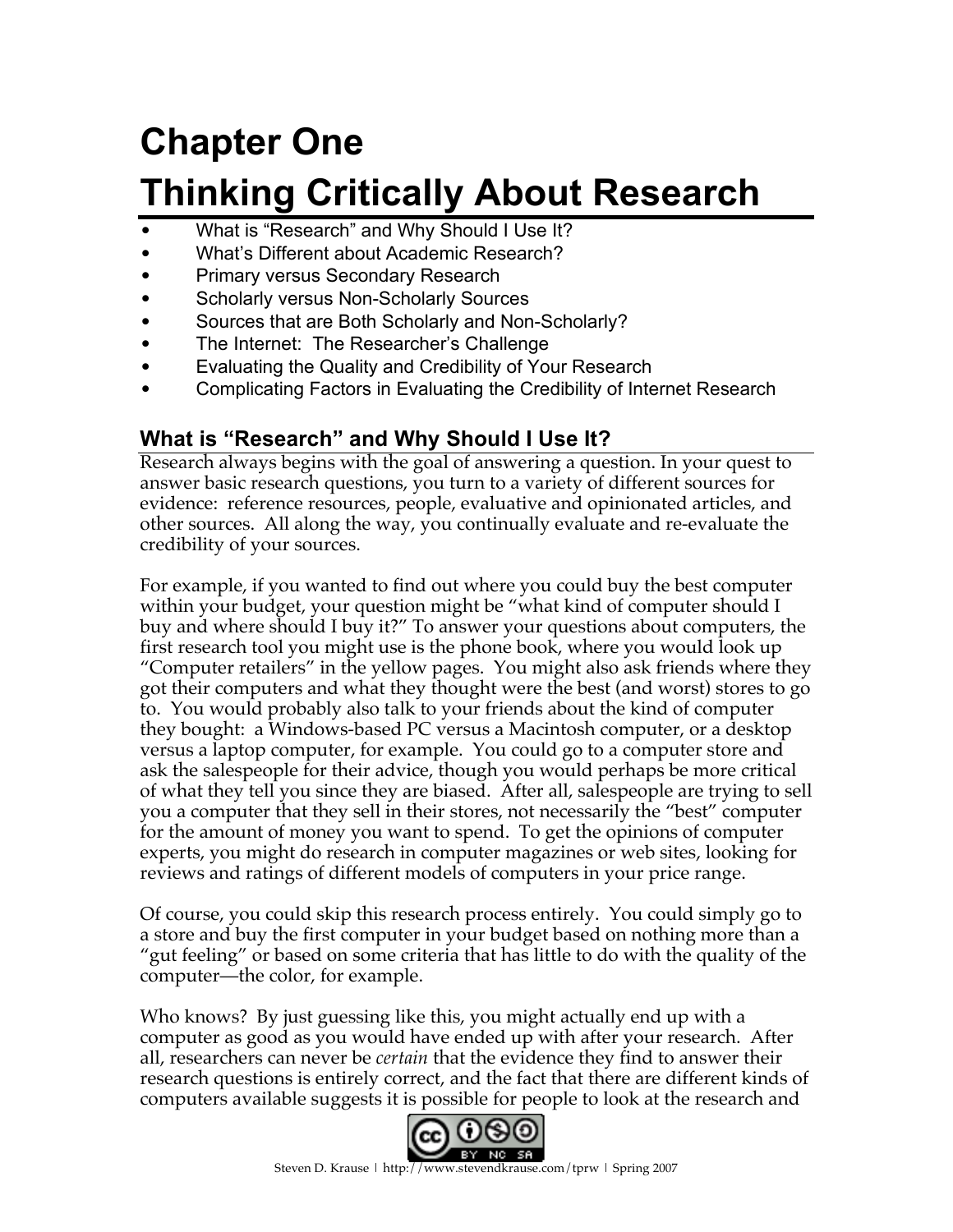# Chapter One
# Thinking Critically About Research

- What is "Research" and Why Should I Use It?
- What's Different about Academic Research?
- Primary versus Secondary Research
- Scholarly versus Non-Scholarly Sources
- Sources that are Both Scholarly and Non-Scholarly?
- The Internet: The Researcher's Challenge
- Evaluating the Quality and Credibility of Your Research
- Complicating Factors in Evaluating the Credibility of Internet Research

## What is "Research" and Why Should I Use It?

Research always begins with the goal of answering a question. In your quest to answer basic research questions, you turn to a variety of different sources for evidence: reference resources, people, evaluative and opinionated articles, and other sources. All along the way, you continually evaluate and re-evaluate the credibility of your sources.

For example, if you wanted to find out where you could buy the best computer within your budget, your question might be "what kind of computer should I buy and where should I buy it?" To answer your questions about computers, the first research tool you might use is the phone book, where you would look up "Computer retailers" in the yellow pages. You might also ask friends where they got their computers and what they thought were the best (and worst) stores to go to. You would probably also talk to your friends about the kind of computer they bought: a Windows-based PC versus a Macintosh computer, or a desktop versus a laptop computer, for example. You could go to a computer store and ask the salespeople for their advice, though you would perhaps be more critical of what they tell you since they are biased. After all, salespeople are trying to sell you a computer that they sell in their stores, not necessarily the "best" computer for the amount of money you want to spend. To get the opinions of computer experts, you might do research in computer magazines or web sites, looking for reviews and ratings of different models of computers in your price range.

Of course, you could skip this research process entirely. You could simply go to a store and buy the first computer in your budget based on nothing more than a "gut feeling" or based on some criteria that has little to do with the quality of the computer—the color, for example.

Who knows? By just guessing like this, you might actually end up with a computer as good as you would have ended up with after your research. After all, researchers can never be *certain* that the evidence they find to answer their research questions is entirely correct, and the fact that there are different kinds of computers available suggests it is possible for people to look at the research and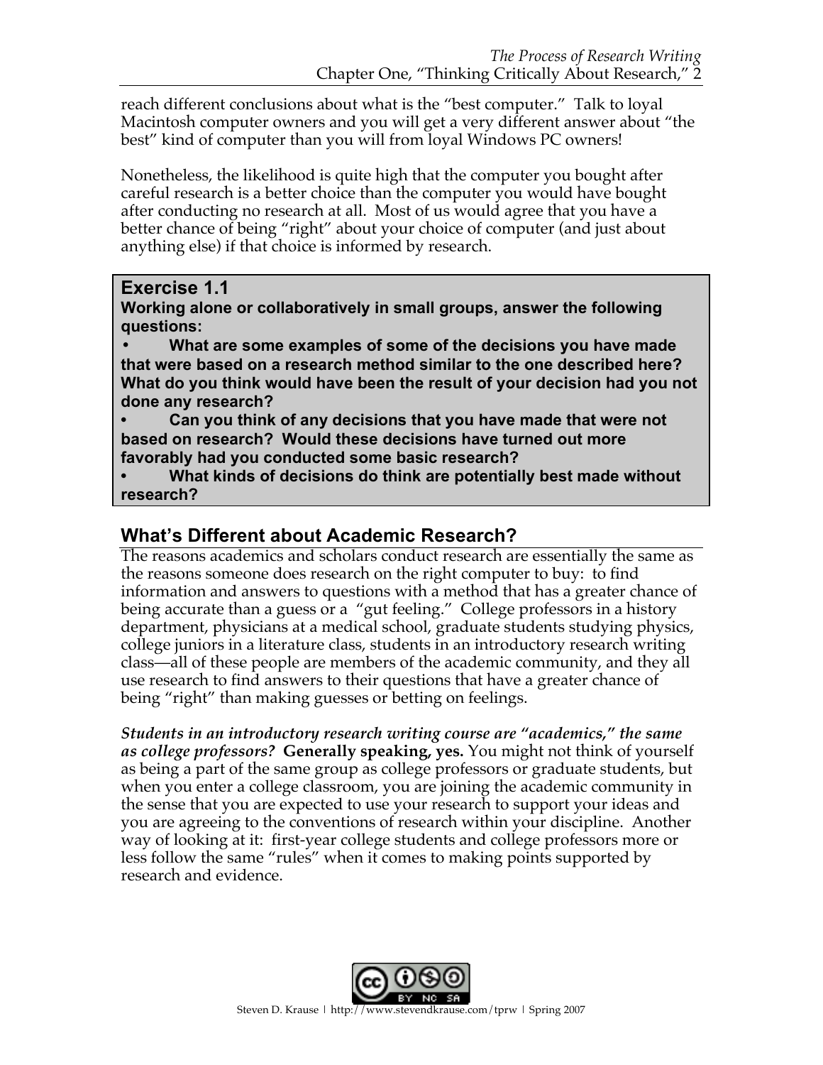reach different conclusions about what is the "best computer." Talk to loyal Macintosh computer owners and you will get a very different answer about "the best" kind of computer than you will from loyal Windows PC owners!

Nonetheless, the likelihood is quite high that the computer you bought after careful research is a better choice than the computer you would have bought after conducting no research at all. Most of us would agree that you have a better chance of being "right" about your choice of computer (and just about anything else) if that choice is informed by research.

> **Exercise 1.1**
>
> **Working alone or collaboratively in small groups, answer the following questions:**
>
> - **What are some examples of some of the decisions you have made that were based on a research method similar to the one described here? What do you think would have been the result of your decision had you not done any research?**
> - **Can you think of any decisions that you have made that were not based on research? Would these decisions have turned out more favorably had you conducted some basic research?**
> - **What kinds of decisions do think are potentially best made without research?**

## What's Different about Academic Research?

The reasons academics and scholars conduct research are essentially the same as the reasons someone does research on the right computer to buy: to find information and answers to questions with a method that has a greater chance of being accurate than a guess or a "gut feeling." College professors in a history department, physicians at a medical school, graduate students studying physics, college juniors in a literature class, students in an introductory research writing class—all of these people are members of the academic community, and they all use research to find answers to their questions that have a greater chance of being "right" than making guesses or betting on feelings.

***Students in an introductory research writing course are "academics," the same as college professors?*** **Generally speaking, yes.** You might not think of yourself as being a part of the same group as college professors or graduate students, but when you enter a college classroom, you are joining the academic community in the sense that you are expected to use your research to support your ideas and you are agreeing to the conventions of research within your discipline. Another way of looking at it: first-year college students and college professors more or less follow the same "rules" when it comes to making points supported by research and evidence.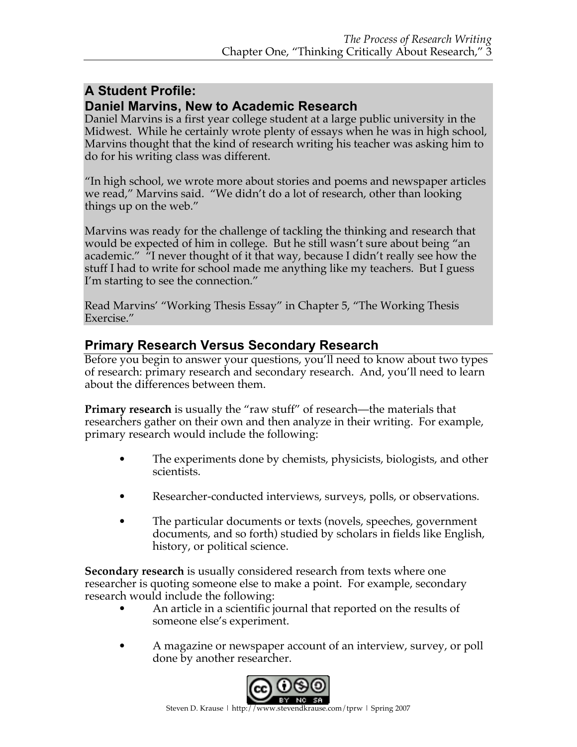## A Student Profile: Daniel Marvins, New to Academic Research

Daniel Marvins is a first year college student at a large public university in the Midwest. While he certainly wrote plenty of essays when he was in high school, Marvins thought that the kind of research writing his teacher was asking him to do for his writing class was different.

"In high school, we wrote more about stories and poems and newspaper articles we read," Marvins said. "We didn't do a lot of research, other than looking things up on the web."

Marvins was ready for the challenge of tackling the thinking and research that would be expected of him in college. But he still wasn't sure about being "an academic." "I never thought of it that way, because I didn't really see how the stuff I had to write for school made me anything like my teachers. But I guess I'm starting to see the connection."

Read Marvins' "Working Thesis Essay" in Chapter 5, "The Working Thesis Exercise."

## Primary Research Versus Secondary Research

Before you begin to answer your questions, you'll need to know about two types of research: primary research and secondary research. And, you'll need to learn about the differences between them.

**Primary research** is usually the "raw stuff" of research—the materials that researchers gather on their own and then analyze in their writing. For example, primary research would include the following:

- The experiments done by chemists, physicists, biologists, and other scientists.
- Researcher-conducted interviews, surveys, polls, or observations.
- The particular documents or texts (novels, speeches, government documents, and so forth) studied by scholars in fields like English, history, or political science.

**Secondary research** is usually considered research from texts where one researcher is quoting someone else to make a point. For example, secondary research would include the following:

- An article in a scientific journal that reported on the results of someone else's experiment.
- A magazine or newspaper account of an interview, survey, or poll done by another researcher.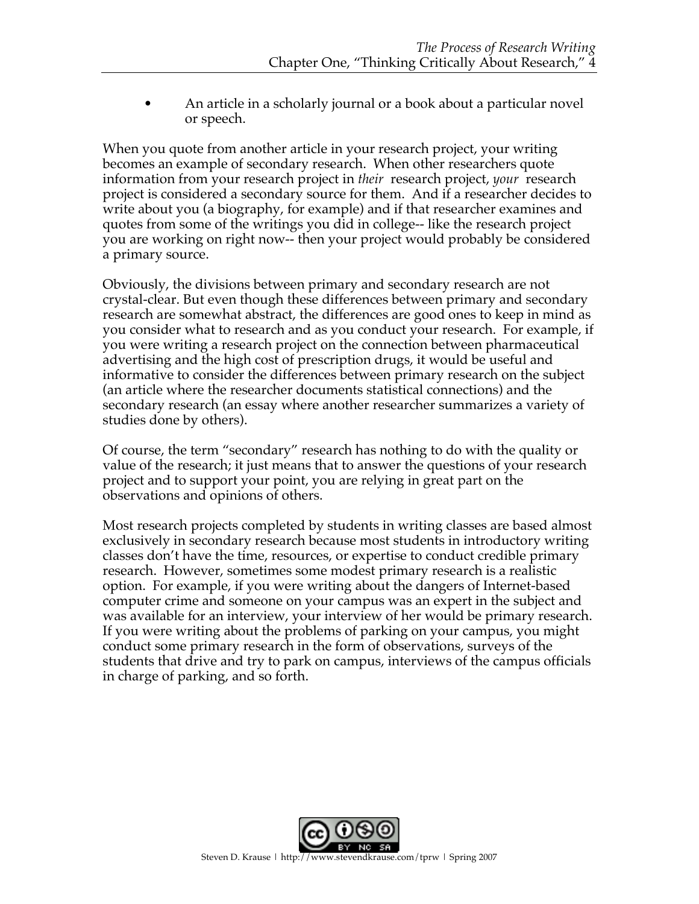- An article in a scholarly journal or a book about a particular novel or speech.

When you quote from another article in your research project, your writing becomes an example of secondary research. When other researchers quote information from your research project in *their* research project, *your* research project is considered a secondary source for them. And if a researcher decides to write about you (a biography, for example) and if that researcher examines and quotes from some of the writings you did in college-- like the research project you are working on right now-- then your project would probably be considered a primary source.

Obviously, the divisions between primary and secondary research are not crystal-clear. But even though these differences between primary and secondary research are somewhat abstract, the differences are good ones to keep in mind as you consider what to research and as you conduct your research. For example, if you were writing a research project on the connection between pharmaceutical advertising and the high cost of prescription drugs, it would be useful and informative to consider the differences between primary research on the subject (an article where the researcher documents statistical connections) and the secondary research (an essay where another researcher summarizes a variety of studies done by others).

Of course, the term "secondary" research has nothing to do with the quality or value of the research; it just means that to answer the questions of your research project and to support your point, you are relying in great part on the observations and opinions of others.

Most research projects completed by students in writing classes are based almost exclusively in secondary research because most students in introductory writing classes don't have the time, resources, or expertise to conduct credible primary research. However, sometimes some modest primary research is a realistic option. For example, if you were writing about the dangers of Internet-based computer crime and someone on your campus was an expert in the subject and was available for an interview, your interview of her would be primary research. If you were writing about the problems of parking on your campus, you might conduct some primary research in the form of observations, surveys of the students that drive and try to park on campus, interviews of the campus officials in charge of parking, and so forth.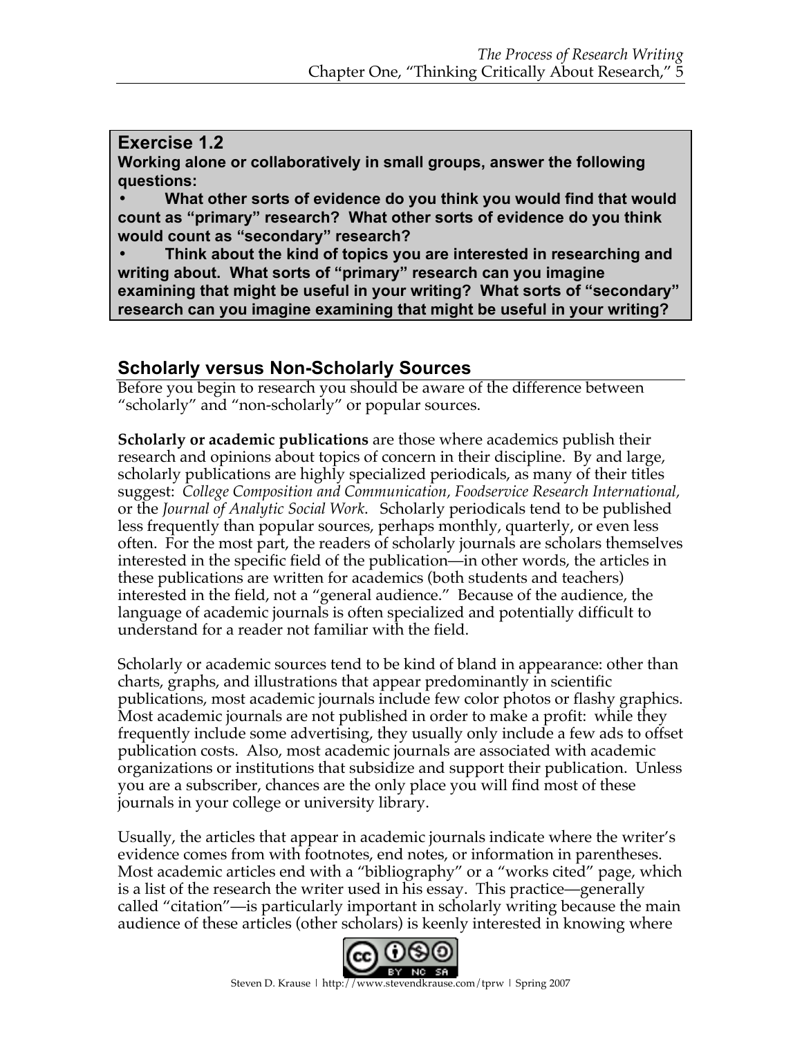**Exercise 1.2**

**Working alone or collaboratively in small groups, answer the following questions:**

- **What other sorts of evidence do you think you would find that would count as "primary" research? What other sorts of evidence do you think would count as "secondary" research?**
- **Think about the kind of topics you are interested in researching and writing about. What sorts of "primary" research can you imagine examining that might be useful in your writing? What sorts of "secondary" research can you imagine examining that might be useful in your writing?**

## Scholarly versus Non-Scholarly Sources

Before you begin to research you should be aware of the difference between "scholarly" and "non-scholarly" or popular sources.

**Scholarly or academic publications** are those where academics publish their research and opinions about topics of concern in their discipline. By and large, scholarly publications are highly specialized periodicals, as many of their titles suggest: *College Composition and Communication*, *Foodservice Research International*, or the *Journal of Analytic Social Work*. Scholarly periodicals tend to be published less frequently than popular sources, perhaps monthly, quarterly, or even less often. For the most part, the readers of scholarly journals are scholars themselves interested in the specific field of the publication—in other words, the articles in these publications are written for academics (both students and teachers) interested in the field, not a "general audience." Because of the audience, the language of academic journals is often specialized and potentially difficult to understand for a reader not familiar with the field.

Scholarly or academic sources tend to be kind of bland in appearance: other than charts, graphs, and illustrations that appear predominantly in scientific publications, most academic journals include few color photos or flashy graphics. Most academic journals are not published in order to make a profit: while they frequently include some advertising, they usually only include a few ads to offset publication costs. Also, most academic journals are associated with academic organizations or institutions that subsidize and support their publication. Unless you are a subscriber, chances are the only place you will find most of these journals in your college or university library.

Usually, the articles that appear in academic journals indicate where the writer's evidence comes from with footnotes, end notes, or information in parentheses. Most academic articles end with a "bibliography" or a "works cited" page, which is a list of the research the writer used in his essay. This practice—generally called "citation"—is particularly important in scholarly writing because the main audience of these articles (other scholars) is keenly interested in knowing where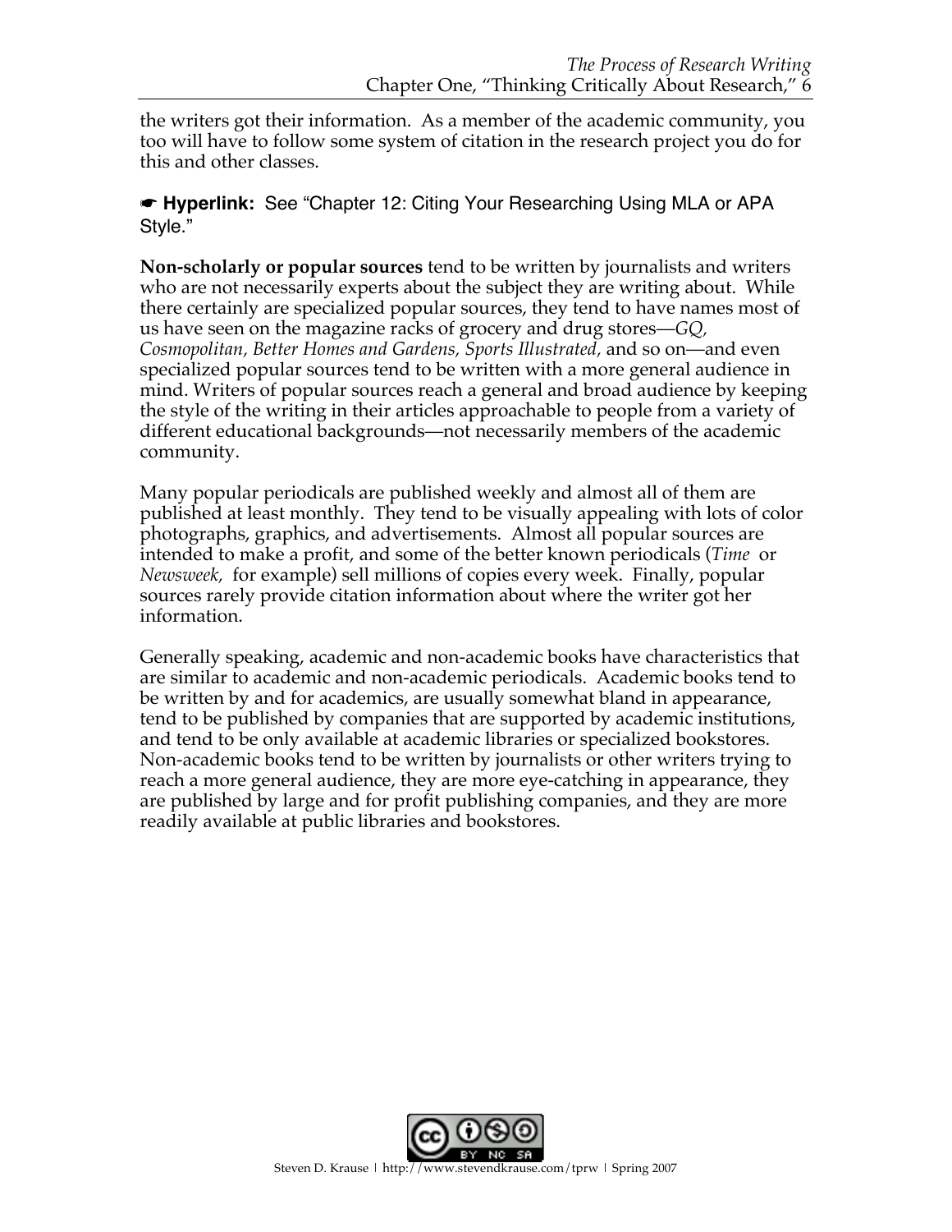the writers got their information. As a member of the academic community, you too will have to follow some system of citation in the research project you do for this and other classes.

☛ **Hyperlink:** See "Chapter 12: Citing Your Researching Using MLA or APA Style."

**Non-scholarly or popular sources** tend to be written by journalists and writers who are not necessarily experts about the subject they are writing about. While there certainly are specialized popular sources, they tend to have names most of us have seen on the magazine racks of grocery and drug stores—*GQ, Cosmopolitan, Better Homes and Gardens, Sports Illustrated,* and so on—and even specialized popular sources tend to be written with a more general audience in mind. Writers of popular sources reach a general and broad audience by keeping the style of the writing in their articles approachable to people from a variety of different educational backgrounds—not necessarily members of the academic community.

Many popular periodicals are published weekly and almost all of them are published at least monthly. They tend to be visually appealing with lots of color photographs, graphics, and advertisements. Almost all popular sources are intended to make a profit, and some of the better known periodicals (*Time* or *Newsweek,* for example) sell millions of copies every week. Finally, popular sources rarely provide citation information about where the writer got her information.

Generally speaking, academic and non-academic books have characteristics that are similar to academic and non-academic periodicals. Academic books tend to be written by and for academics, are usually somewhat bland in appearance, tend to be published by companies that are supported by academic institutions, and tend to be only available at academic libraries or specialized bookstores. Non-academic books tend to be written by journalists or other writers trying to reach a more general audience, they are more eye-catching in appearance, they are published by large and for profit publishing companies, and they are more readily available at public libraries and bookstores.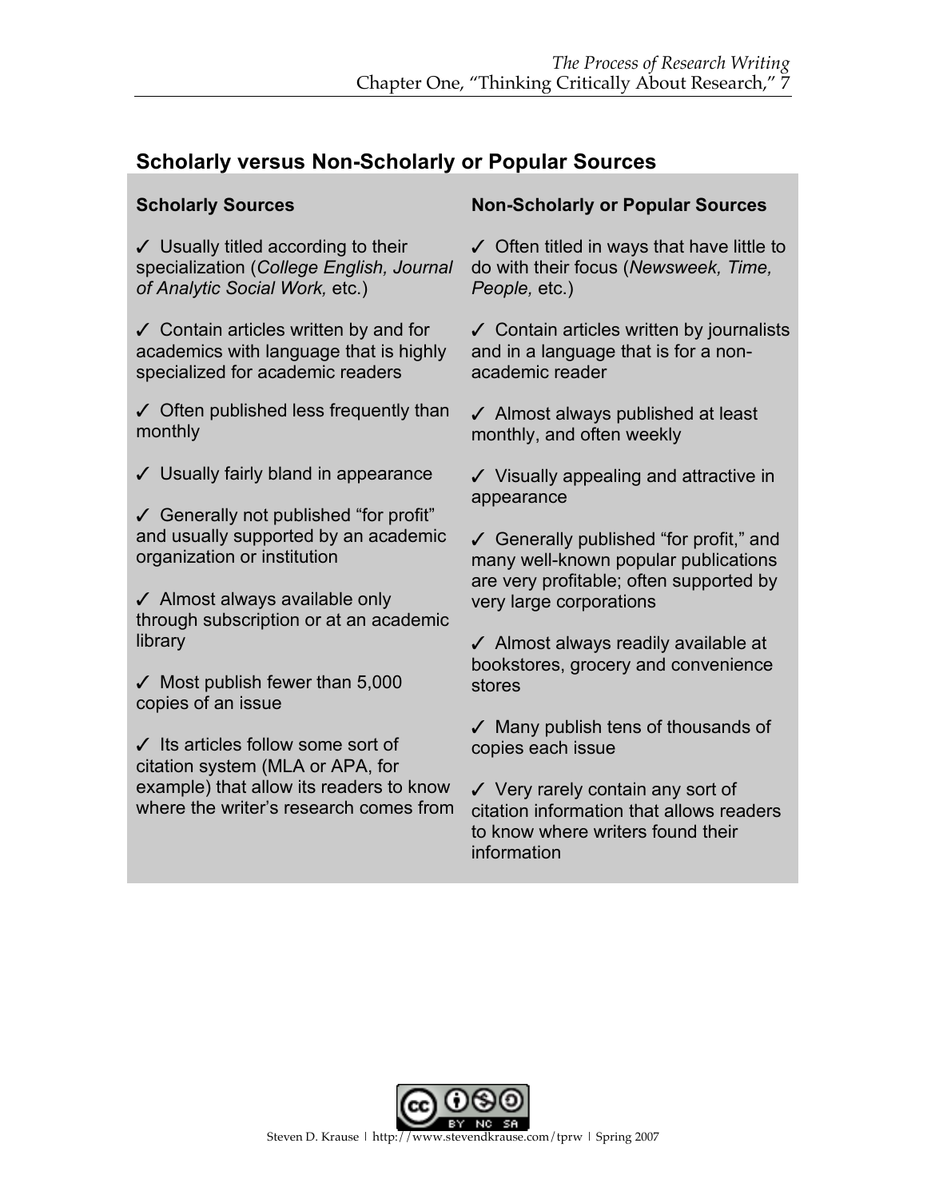## Scholarly versus Non-Scholarly or Popular Sources

| Scholarly Sources | Non-Scholarly or Popular Sources |
|---|---|
| ✓ Usually titled according to their specialization (*College English, Journal of Analytic Social Work,* etc.) | ✓ Often titled in ways that have little to do with their focus (*Newsweek, Time, People,* etc.) |
| ✓ Contain articles written by and for academics with language that is highly specialized for academic readers | ✓ Contain articles written by journalists and in a language that is for a non-academic reader |
| ✓ Often published less frequently than monthly | ✓ Almost always published at least monthly, and often weekly |
| ✓ Usually fairly bland in appearance | ✓ Visually appealing and attractive in appearance |
| ✓ Generally not published "for profit" and usually supported by an academic organization or institution | ✓ Generally published "for profit," and many well-known popular publications are very profitable; often supported by very large corporations |
| ✓ Almost always available only through subscription or at an academic library | ✓ Almost always readily available at bookstores, grocery and convenience stores |
| ✓ Most publish fewer than 5,000 copies of an issue | ✓ Many publish tens of thousands of copies each issue |
| ✓ Its articles follow some sort of citation system (MLA or APA, for example) that allow its readers to know where the writer's research comes from | ✓ Very rarely contain any sort of citation information that allows readers to know where writers found their information |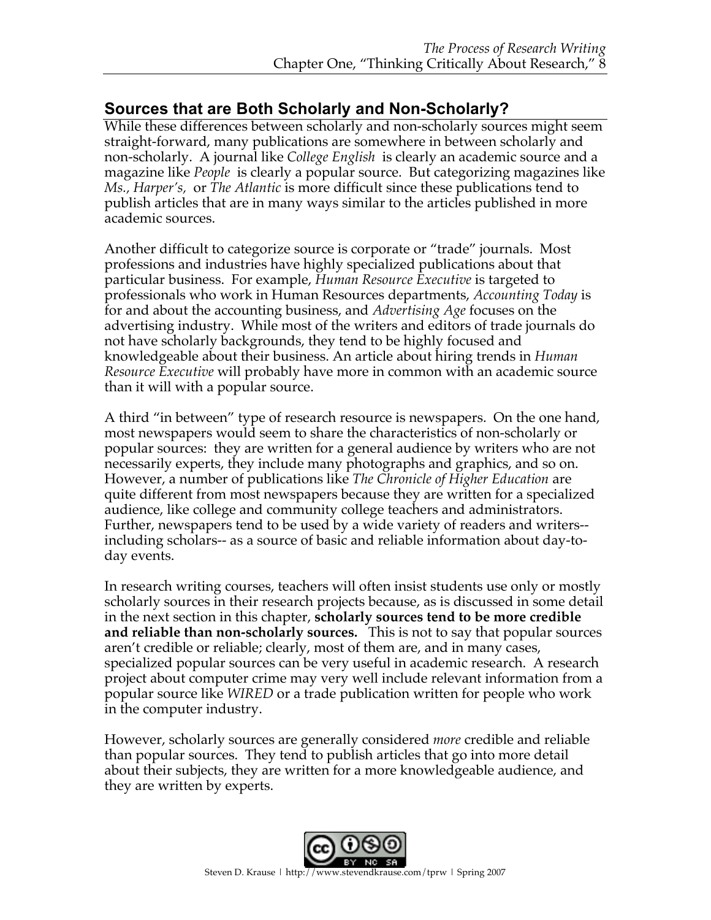## Sources that are Both Scholarly and Non-Scholarly?

While these differences between scholarly and non-scholarly sources might seem straight-forward, many publications are somewhere in between scholarly and non-scholarly. A journal like *College English* is clearly an academic source and a magazine like *People* is clearly a popular source. But categorizing magazines like *Ms.*, *Harper's*, or *The Atlantic* is more difficult since these publications tend to publish articles that are in many ways similar to the articles published in more academic sources.

Another difficult to categorize source is corporate or "trade" journals. Most professions and industries have highly specialized publications about that particular business. For example, *Human Resource Executive* is targeted to professionals who work in Human Resources departments, *Accounting Today* is for and about the accounting business, and *Advertising Age* focuses on the advertising industry. While most of the writers and editors of trade journals do not have scholarly backgrounds, they tend to be highly focused and knowledgeable about their business. An article about hiring trends in *Human Resource Executive* will probably have more in common with an academic source than it will with a popular source.

A third "in between" type of research resource is newspapers. On the one hand, most newspapers would seem to share the characteristics of non-scholarly or popular sources: they are written for a general audience by writers who are not necessarily experts, they include many photographs and graphics, and so on. However, a number of publications like *The Chronicle of Higher Education* are quite different from most newspapers because they are written for a specialized audience, like college and community college teachers and administrators. Further, newspapers tend to be used by a wide variety of readers and writers-- including scholars-- as a source of basic and reliable information about day-to-day events.

In research writing courses, teachers will often insist students use only or mostly scholarly sources in their research projects because, as is discussed in some detail in the next section in this chapter, **scholarly sources tend to be more credible and reliable than non-scholarly sources.** This is not to say that popular sources aren't credible or reliable; clearly, most of them are, and in many cases, specialized popular sources can be very useful in academic research. A research project about computer crime may very well include relevant information from a popular source like *WIRED* or a trade publication written for people who work in the computer industry.

However, scholarly sources are generally considered *more* credible and reliable than popular sources. They tend to publish articles that go into more detail about their subjects, they are written for a more knowledgeable audience, and they are written by experts.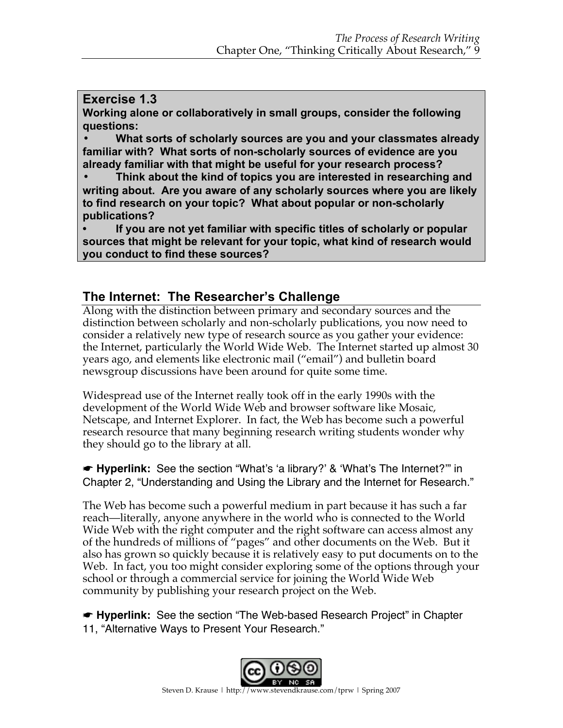**Exercise 1.3**

**Working alone or collaboratively in small groups, consider the following questions:**

- **What sorts of scholarly sources are you and your classmates already familiar with? What sorts of non-scholarly sources of evidence are you already familiar with that might be useful for your research process?**
- **Think about the kind of topics you are interested in researching and writing about. Are you aware of any scholarly sources where you are likely to find research on your topic? What about popular or non-scholarly publications?**
- **If you are not yet familiar with specific titles of scholarly or popular sources that might be relevant for your topic, what kind of research would you conduct to find these sources?**

## The Internet: The Researcher's Challenge

Along with the distinction between primary and secondary sources and the distinction between scholarly and non-scholarly publications, you now need to consider a relatively new type of research source as you gather your evidence: the Internet, particularly the World Wide Web. The Internet started up almost 30 years ago, and elements like electronic mail ("email") and bulletin board newsgroup discussions have been around for quite some time.

Widespread use of the Internet really took off in the early 1990s with the development of the World Wide Web and browser software like Mosaic, Netscape, and Internet Explorer. In fact, the Web has become such a powerful research resource that many beginning research writing students wonder why they should go to the library at all.

☛ **Hyperlink:** See the section "What's 'a library?' & 'What's The Internet?'" in Chapter 2, "Understanding and Using the Library and the Internet for Research."

The Web has become such a powerful medium in part because it has such a far reach—literally, anyone anywhere in the world who is connected to the World Wide Web with the right computer and the right software can access almost any of the hundreds of millions of "pages" and other documents on the Web. But it also has grown so quickly because it is relatively easy to put documents on to the Web. In fact, you too might consider exploring some of the options through your school or through a commercial service for joining the World Wide Web community by publishing your research project on the Web.

☛ **Hyperlink:** See the section "The Web-based Research Project" in Chapter 11, "Alternative Ways to Present Your Research."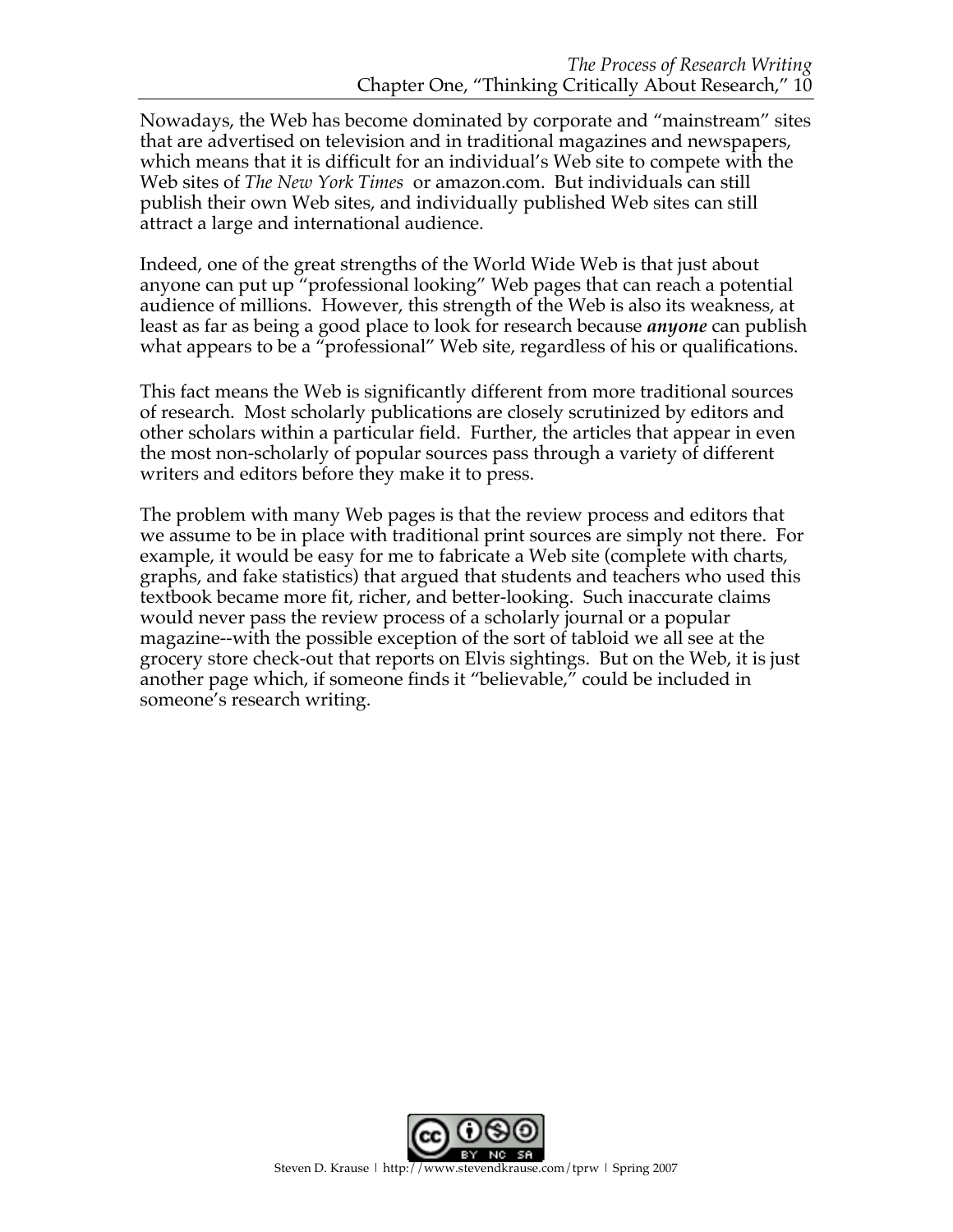Nowadays, the Web has become dominated by corporate and "mainstream" sites that are advertised on television and in traditional magazines and newspapers, which means that it is difficult for an individual's Web site to compete with the Web sites of *The New York Times* or amazon.com. But individuals can still publish their own Web sites, and individually published Web sites can still attract a large and international audience.

Indeed, one of the great strengths of the World Wide Web is that just about anyone can put up "professional looking" Web pages that can reach a potential audience of millions. However, this strength of the Web is also its weakness, at least as far as being a good place to look for research because ***anyone*** can publish what appears to be a "professional" Web site, regardless of his or qualifications.

This fact means the Web is significantly different from more traditional sources of research. Most scholarly publications are closely scrutinized by editors and other scholars within a particular field. Further, the articles that appear in even the most non-scholarly of popular sources pass through a variety of different writers and editors before they make it to press.

The problem with many Web pages is that the review process and editors that we assume to be in place with traditional print sources are simply not there. For example, it would be easy for me to fabricate a Web site (complete with charts, graphs, and fake statistics) that argued that students and teachers who used this textbook became more fit, richer, and better-looking. Such inaccurate claims would never pass the review process of a scholarly journal or a popular magazine--with the possible exception of the sort of tabloid we all see at the grocery store check-out that reports on Elvis sightings. But on the Web, it is just another page which, if someone finds it "believable," could be included in someone's research writing.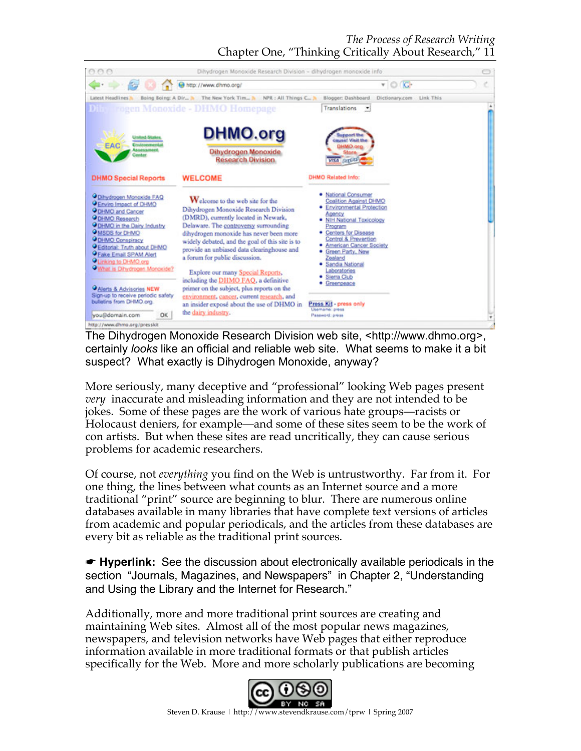The Dihydrogen Monoxide Research Division web site, <http://www.dhmo.org>, certainly *looks* like an official and reliable web site. What seems to make it a bit suspect? What exactly is Dihydrogen Monoxide, anyway?

More seriously, many deceptive and "professional" looking Web pages present *very* inaccurate and misleading information and they are not intended to be jokes. Some of these pages are the work of various hate groups—racists or Holocaust deniers, for example—and some of these sites seem to be the work of con artists. But when these sites are read uncritically, they can cause serious problems for academic researchers.

Of course, not *everything* you find on the Web is untrustworthy. Far from it. For one thing, the lines between what counts as an Internet source and a more traditional "print" source are beginning to blur. There are numerous online databases available in many libraries that have complete text versions of articles from academic and popular periodicals, and the articles from these databases are every bit as reliable as the traditional print sources.

☛ **Hyperlink:** See the discussion about electronically available periodicals in the section "Journals, Magazines, and Newspapers" in Chapter 2, "Understanding and Using the Library and the Internet for Research."

Additionally, more and more traditional print sources are creating and maintaining Web sites. Almost all of the most popular news magazines, newspapers, and television networks have Web pages that either reproduce information available in more traditional formats or that publish articles specifically for the Web. More and more scholarly publications are becoming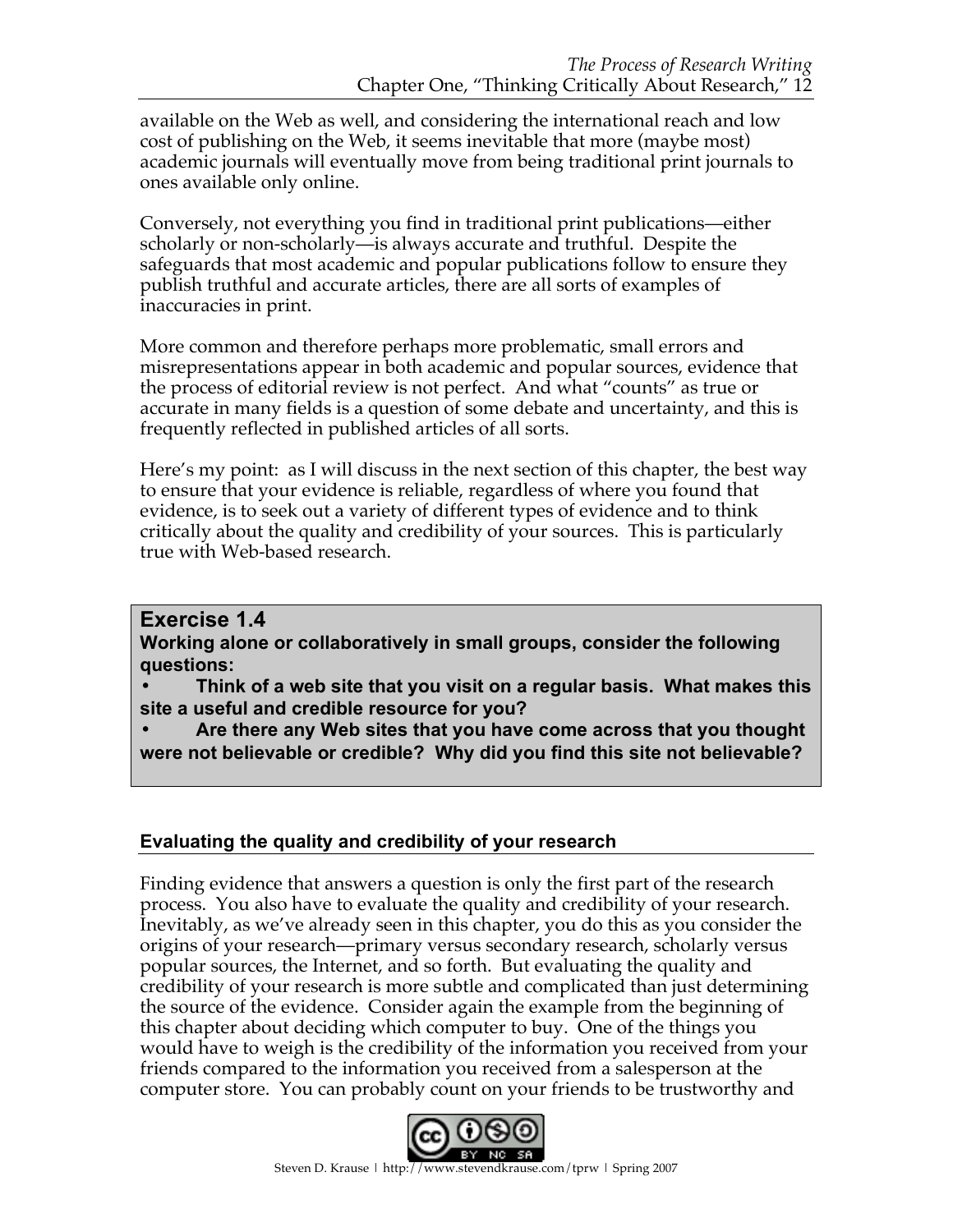available on the Web as well, and considering the international reach and low cost of publishing on the Web, it seems inevitable that more (maybe most) academic journals will eventually move from being traditional print journals to ones available only online.

Conversely, not everything you find in traditional print publications—either scholarly or non-scholarly—is always accurate and truthful. Despite the safeguards that most academic and popular publications follow to ensure they publish truthful and accurate articles, there are all sorts of examples of inaccuracies in print.

More common and therefore perhaps more problematic, small errors and misrepresentations appear in both academic and popular sources, evidence that the process of editorial review is not perfect. And what "counts" as true or accurate in many fields is a question of some debate and uncertainty, and this is frequently reflected in published articles of all sorts.

Here's my point: as I will discuss in the next section of this chapter, the best way to ensure that your evidence is reliable, regardless of where you found that evidence, is to seek out a variety of different types of evidence and to think critically about the quality and credibility of your sources. This is particularly true with Web-based research.

> **Exercise 1.4**
>
> **Working alone or collaboratively in small groups, consider the following questions:**
>
> - **Think of a web site that you visit on a regular basis. What makes this site a useful and credible resource for you?**
> - **Are there any Web sites that you have come across that you thought were not believable or credible? Why did you find this site not believable?**

### Evaluating the quality and credibility of your research

Finding evidence that answers a question is only the first part of the research process. You also have to evaluate the quality and credibility of your research. Inevitably, as we've already seen in this chapter, you do this as you consider the origins of your research—primary versus secondary research, scholarly versus popular sources, the Internet, and so forth. But evaluating the quality and credibility of your research is more subtle and complicated than just determining the source of the evidence. Consider again the example from the beginning of this chapter about deciding which computer to buy. One of the things you would have to weigh is the credibility of the information you received from your friends compared to the information you received from a salesperson at the computer store. You can probably count on your friends to be trustworthy and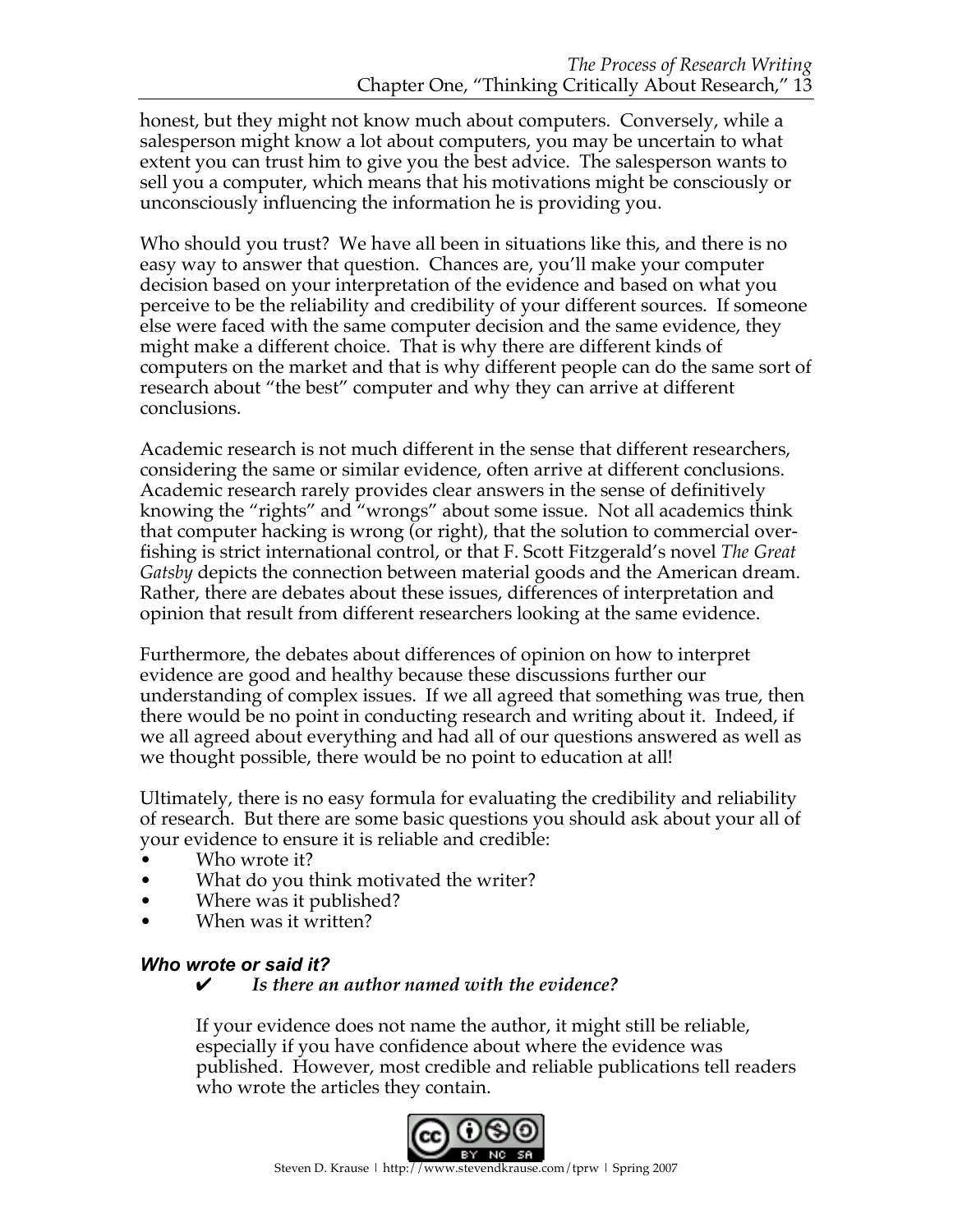honest, but they might not know much about computers. Conversely, while a salesperson might know a lot about computers, you may be uncertain to what extent you can trust him to give you the best advice. The salesperson wants to sell you a computer, which means that his motivations might be consciously or unconsciously influencing the information he is providing you.

Who should you trust? We have all been in situations like this, and there is no easy way to answer that question. Chances are, you'll make your computer decision based on your interpretation of the evidence and based on what you perceive to be the reliability and credibility of your different sources. If someone else were faced with the same computer decision and the same evidence, they might make a different choice. That is why there are different kinds of computers on the market and that is why different people can do the same sort of research about "the best" computer and why they can arrive at different conclusions.

Academic research is not much different in the sense that different researchers, considering the same or similar evidence, often arrive at different conclusions. Academic research rarely provides clear answers in the sense of definitively knowing the "rights" and "wrongs" about some issue. Not all academics think that computer hacking is wrong (or right), that the solution to commercial over-fishing is strict international control, or that F. Scott Fitzgerald's novel *The Great Gatsby* depicts the connection between material goods and the American dream. Rather, there are debates about these issues, differences of interpretation and opinion that result from different researchers looking at the same evidence.

Furthermore, the debates about differences of opinion on how to interpret evidence are good and healthy because these discussions further our understanding of complex issues. If we all agreed that something was true, then there would be no point in conducting research and writing about it. Indeed, if we all agreed about everything and had all of our questions answered as well as we thought possible, there would be no point to education at all!

Ultimately, there is no easy formula for evaluating the credibility and reliability of research. But there are some basic questions you should ask about your all of your evidence to ensure it is reliable and credible:

- Who wrote it?
- What do you think motivated the writer?
- Where was it published?
- When was it written?

### *Who wrote or said it?*

✔ ***Is there an author named with the evidence?***

If your evidence does not name the author, it might still be reliable, especially if you have confidence about where the evidence was published. However, most credible and reliable publications tell readers who wrote the articles they contain.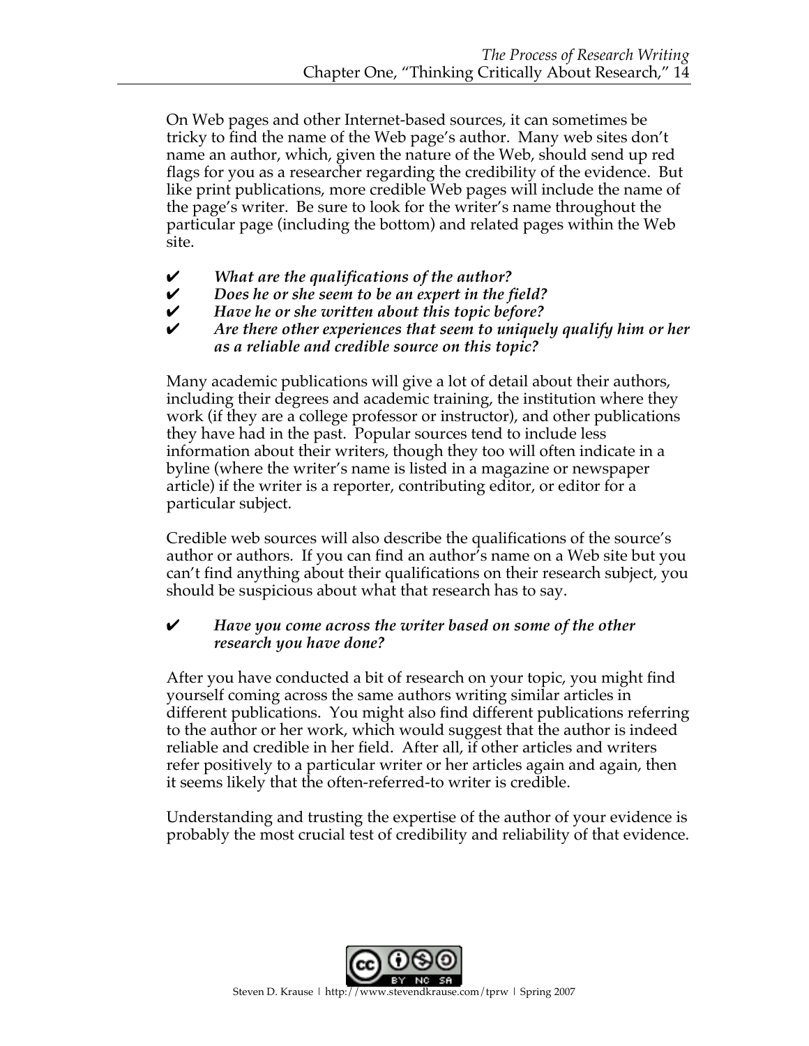On Web pages and other Internet-based sources, it can sometimes be tricky to find the name of the Web page's author. Many web sites don't name an author, which, given the nature of the Web, should send up red flags for you as a researcher regarding the credibility of the evidence. But like print publications, more credible Web pages will include the name of the page's writer. Be sure to look for the writer's name throughout the particular page (including the bottom) and related pages within the Web site.

- ✔ ***What are the qualifications of the author?***
- ✔ ***Does he or she seem to be an expert in the field?***
- ✔ ***Have he or she written about this topic before?***
- ✔ ***Are there other experiences that seem to uniquely qualify him or her as a reliable and credible source on this topic?***

Many academic publications will give a lot of detail about their authors, including their degrees and academic training, the institution where they work (if they are a college professor or instructor), and other publications they have had in the past. Popular sources tend to include less information about their writers, though they too will often indicate in a byline (where the writer's name is listed in a magazine or newspaper article) if the writer is a reporter, contributing editor, or editor for a particular subject.

Credible web sources will also describe the qualifications of the source's author or authors. If you can find an author's name on a Web site but you can't find anything about their qualifications on their research subject, you should be suspicious about what that research has to say.

- ✔ ***Have you come across the writer based on some of the other research you have done?***

After you have conducted a bit of research on your topic, you might find yourself coming across the same authors writing similar articles in different publications. You might also find different publications referring to the author or her work, which would suggest that the author is indeed reliable and credible in her field. After all, if other articles and writers refer positively to a particular writer or her articles again and again, then it seems likely that the often-referred-to writer is credible.

Understanding and trusting the expertise of the author of your evidence is probably the most crucial test of credibility and reliability of that evidence.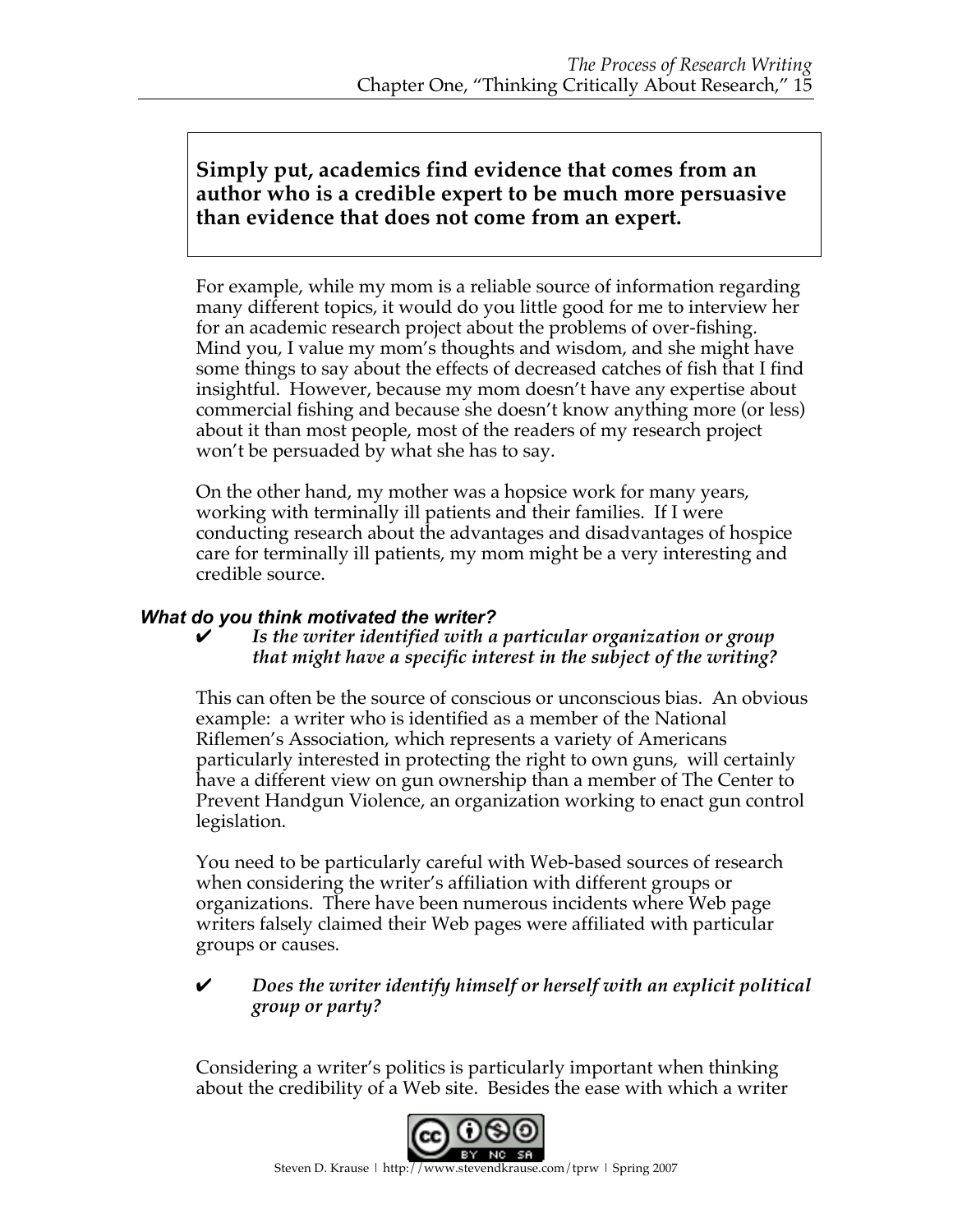**Simply put, academics find evidence that comes from an author who is a credible expert to be much more persuasive than evidence that does not come from an expert.**

For example, while my mom is a reliable source of information regarding many different topics, it would do you little good for me to interview her for an academic research project about the problems of over-fishing. Mind you, I value my mom's thoughts and wisdom, and she might have some things to say about the effects of decreased catches of fish that I find insightful. However, because my mom doesn't have any expertise about commercial fishing and because she doesn't know anything more (or less) about it than most people, most of the readers of my research project won't be persuaded by what she has to say.

On the other hand, my mother was a hopsice work for many years, working with terminally ill patients and their families. If I were conducting research about the advantages and disadvantages of hospice care for terminally ill patients, my mom might be a very interesting and credible source.

### *What do you think motivated the writer?*

✔ ***Is the writer identified with a particular organization or group that might have a specific interest in the subject of the writing?***

This can often be the source of conscious or unconscious bias. An obvious example: a writer who is identified as a member of the National Riflemen's Association, which represents a variety of Americans particularly interested in protecting the right to own guns, will certainly have a different view on gun ownership than a member of The Center to Prevent Handgun Violence, an organization working to enact gun control legislation.

You need to be particularly careful with Web-based sources of research when considering the writer's affiliation with different groups or organizations. There have been numerous incidents where Web page writers falsely claimed their Web pages were affiliated with particular groups or causes.

✔ ***Does the writer identify himself or herself with an explicit political group or party?***

Considering a writer's politics is particularly important when thinking about the credibility of a Web site. Besides the ease with which a writer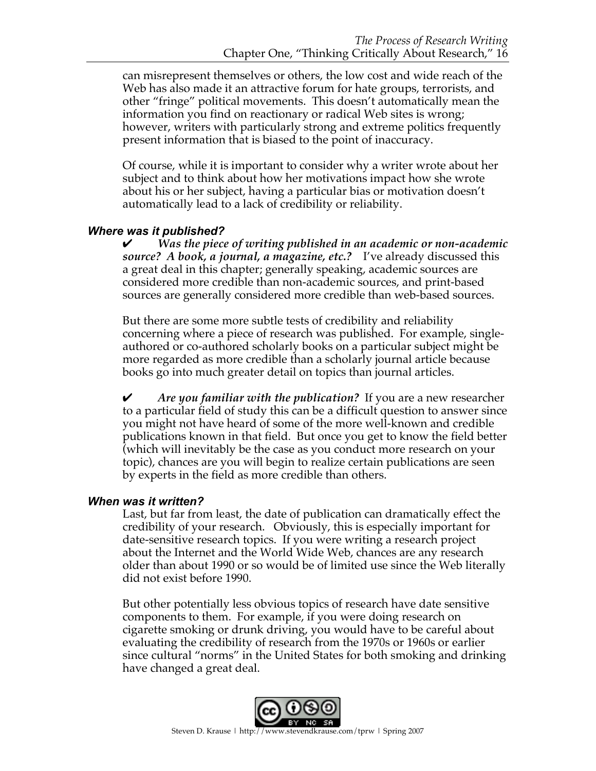can misrepresent themselves or others, the low cost and wide reach of the Web has also made it an attractive forum for hate groups, terrorists, and other "fringe" political movements. This doesn't automatically mean the information you find on reactionary or radical Web sites is wrong; however, writers with particularly strong and extreme politics frequently present information that is biased to the point of inaccuracy.

Of course, while it is important to consider why a writer wrote about her subject and to think about how her motivations impact how she wrote about his or her subject, having a particular bias or motivation doesn't automatically lead to a lack of credibility or reliability.

### *Where was it published?*

✔ ***Was the piece of writing published in an academic or non-academic source? A book, a journal, a magazine, etc.?*** I've already discussed this a great deal in this chapter; generally speaking, academic sources are considered more credible than non-academic sources, and print-based sources are generally considered more credible than web-based sources.

But there are some more subtle tests of credibility and reliability concerning where a piece of research was published. For example, single-authored or co-authored scholarly books on a particular subject might be more regarded as more credible than a scholarly journal article because books go into much greater detail on topics than journal articles.

✔ ***Are you familiar with the publication?*** If you are a new researcher to a particular field of study this can be a difficult question to answer since you might not have heard of some of the more well-known and credible publications known in that field. But once you get to know the field better (which will inevitably be the case as you conduct more research on your topic), chances are you will begin to realize certain publications are seen by experts in the field as more credible than others.

### *When was it written?*

Last, but far from least, the date of publication can dramatically effect the credibility of your research. Obviously, this is especially important for date-sensitive research topics. If you were writing a research project about the Internet and the World Wide Web, chances are any research older than about 1990 or so would be of limited use since the Web literally did not exist before 1990.

But other potentially less obvious topics of research have date sensitive components to them. For example, if you were doing research on cigarette smoking or drunk driving, you would have to be careful about evaluating the credibility of research from the 1970s or 1960s or earlier since cultural "norms" in the United States for both smoking and drinking have changed a great deal.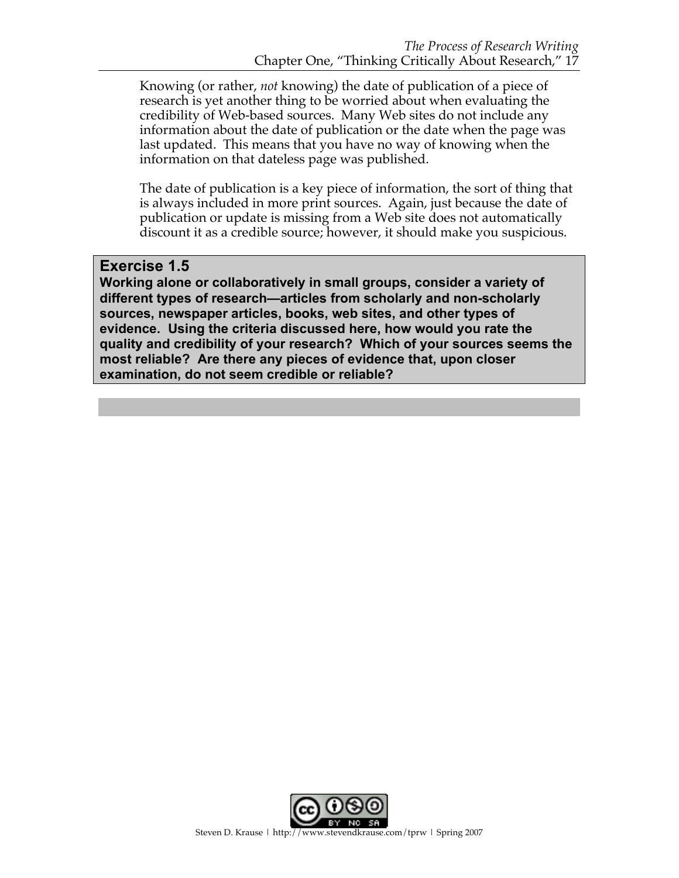Knowing (or rather, *not* knowing) the date of publication of a piece of research is yet another thing to be worried about when evaluating the credibility of Web-based sources. Many Web sites do not include any information about the date of publication or the date when the page was last updated. This means that you have no way of knowing when the information on that dateless page was published.

The date of publication is a key piece of information, the sort of thing that is always included in more print sources. Again, just because the date of publication or update is missing from a Web site does not automatically discount it as a credible source; however, it should make you suspicious.

### Exercise 1.5

**Working alone or collaboratively in small groups, consider a variety of different types of research—articles from scholarly and non-scholarly sources, newspaper articles, books, web sites, and other types of evidence. Using the criteria discussed here, how would you rate the quality and credibility of your research? Which of your sources seems the most reliable? Are there any pieces of evidence that, upon closer examination, do not seem credible or reliable?**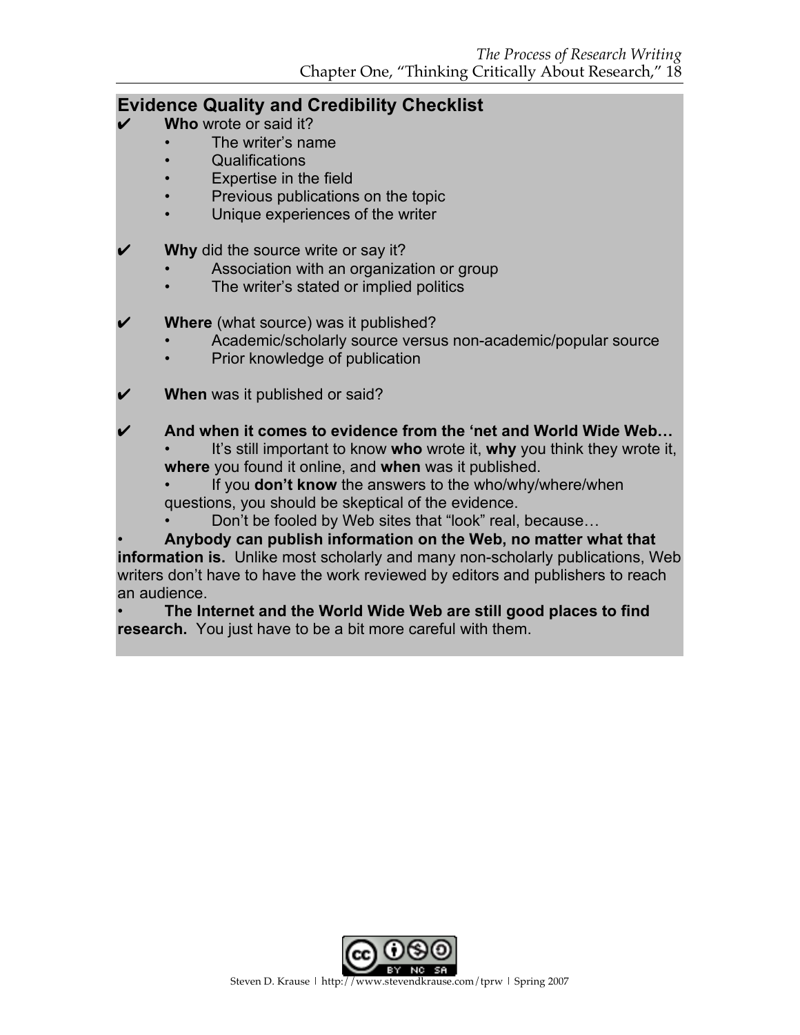## Evidence Quality and Credibility Checklist

✔ **Who** wrote or said it?
- The writer's name
- Qualifications
- Expertise in the field
- Previous publications on the topic
- Unique experiences of the writer

✔ **Why** did the source write or say it?
- Association with an organization or group
- The writer's stated or implied politics

✔ **Where** (what source) was it published?
- Academic/scholarly source versus non-academic/popular source
- Prior knowledge of publication

✔ **When** was it published or said?

✔ **And when it comes to evidence from the 'net and World Wide Web…**
- It's still important to know **who** wrote it, **why** you think they wrote it, **where** you found it online, and **when** was it published.
- If you **don't know** the answers to the who/why/where/when questions, you should be skeptical of the evidence.
- Don't be fooled by Web sites that "look" real, because…

- **Anybody can publish information on the Web, no matter what that information is.** Unlike most scholarly and many non-scholarly publications, Web writers don't have to have the work reviewed by editors and publishers to reach an audience.
- **The Internet and the World Wide Web are still good places to find research.** You just have to be a bit more careful with them.